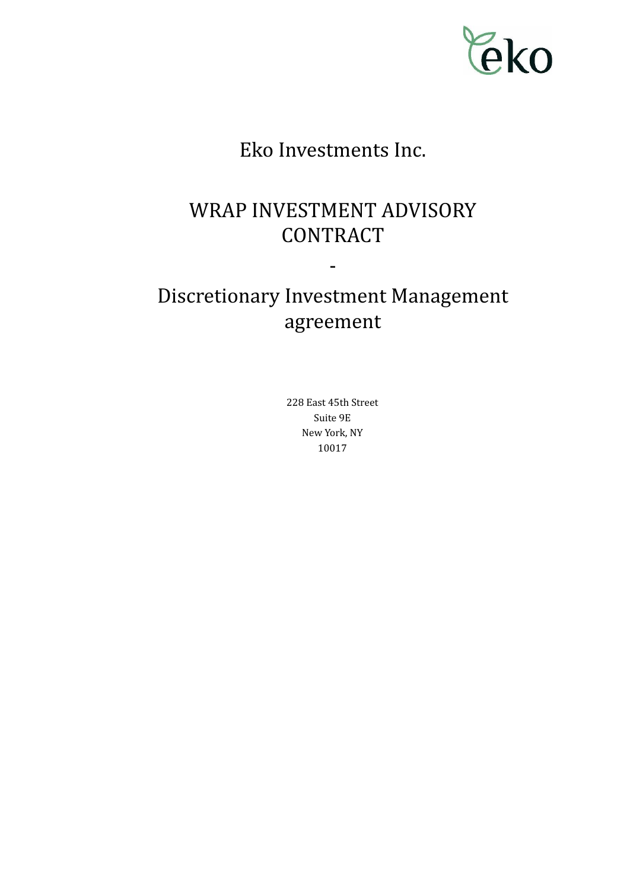eko

# Eko Investments Inc.

# WRAP INVESTMENT ADVISORY CONTRACT

-

# Discretionary Investment Management agreement

228 East 45th Street
Suite 9E
New York, NY
10017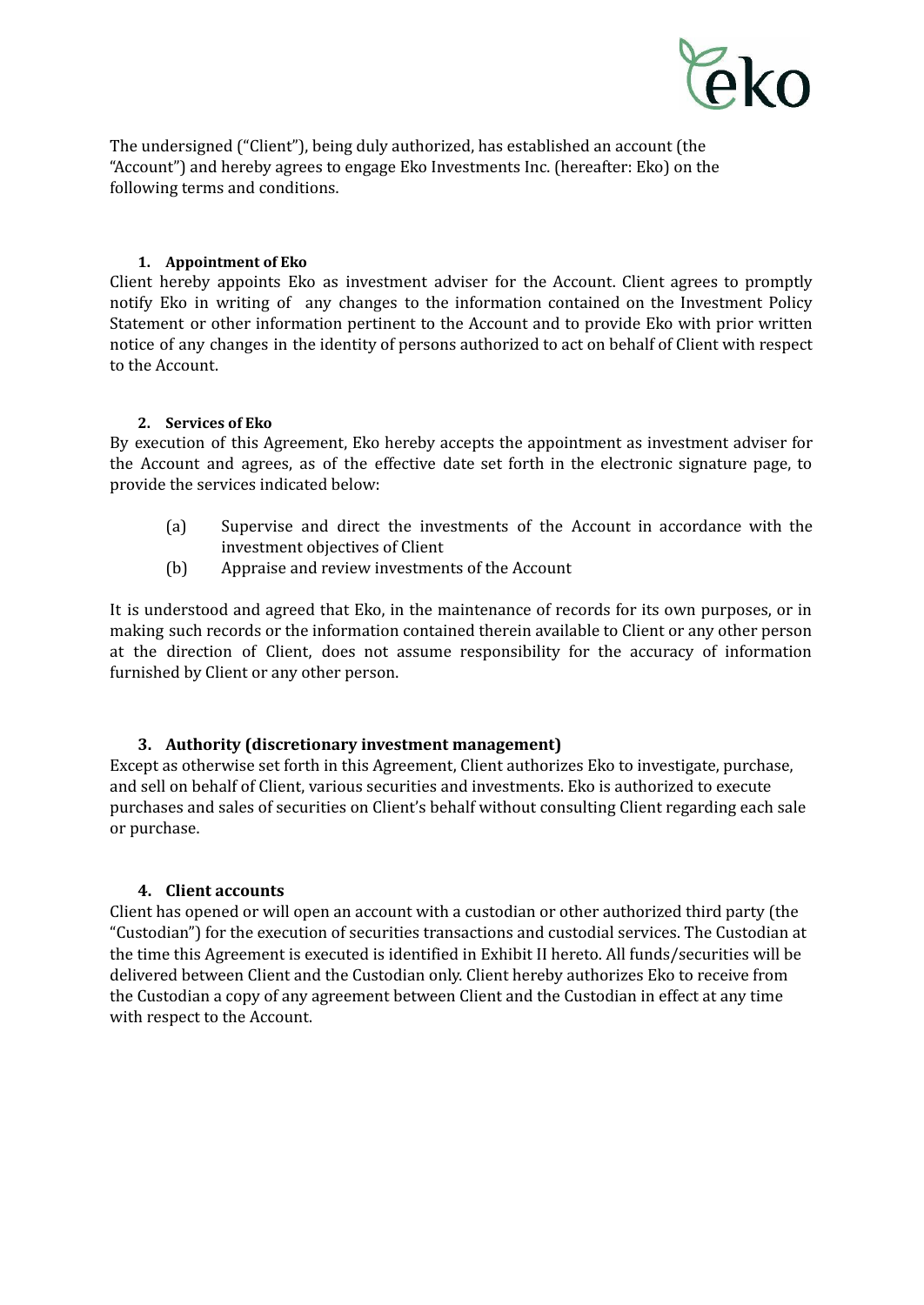The undersigned ("Client"), being duly authorized, has established an account (the "Account") and hereby agrees to engage Eko Investments Inc. (hereafter: Eko) on the following terms and conditions.

1. **Appointment of Eko**

Client hereby appoints Eko as investment adviser for the Account. Client agrees to promptly notify Eko in writing of any changes to the information contained on the Investment Policy Statement or other information pertinent to the Account and to provide Eko with prior written notice of any changes in the identity of persons authorized to act on behalf of Client with respect to the Account.

2. **Services of Eko**

By execution of this Agreement, Eko hereby accepts the appointment as investment adviser for the Account and agrees, as of the effective date set forth in the electronic signature page, to provide the services indicated below:

(a) Supervise and direct the investments of the Account in accordance with the investment objectives of Client

(b) Appraise and review investments of the Account

It is understood and agreed that Eko, in the maintenance of records for its own purposes, or in making such records or the information contained therein available to Client or any other person at the direction of Client, does not assume responsibility for the accuracy of information furnished by Client or any other person.

3. **Authority (discretionary investment management)**

Except as otherwise set forth in this Agreement, Client authorizes Eko to investigate, purchase, and sell on behalf of Client, various securities and investments. Eko is authorized to execute purchases and sales of securities on Client's behalf without consulting Client regarding each sale or purchase.

4. **Client accounts**

Client has opened or will open an account with a custodian or other authorized third party (the "Custodian") for the execution of securities transactions and custodial services. The Custodian at the time this Agreement is executed is identified in Exhibit II hereto. All funds/securities will be delivered between Client and the Custodian only. Client hereby authorizes Eko to receive from the Custodian a copy of any agreement between Client and the Custodian in effect at any time with respect to the Account.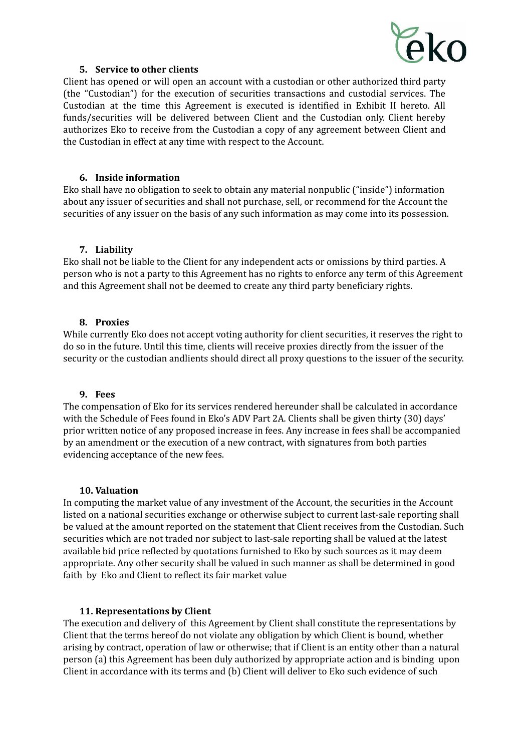### 5. Service to other clients

Client has opened or will open an account with a custodian or other authorized third party (the "Custodian") for the execution of securities transactions and custodial services. The Custodian at the time this Agreement is executed is identified in Exhibit II hereto. All funds/securities will be delivered between Client and the Custodian only. Client hereby authorizes Eko to receive from the Custodian a copy of any agreement between Client and the Custodian in effect at any time with respect to the Account.

### 6. Inside information

Eko shall have no obligation to seek to obtain any material nonpublic ("inside") information about any issuer of securities and shall not purchase, sell, or recommend for the Account the securities of any issuer on the basis of any such information as may come into its possession.

### 7. Liability

Eko shall not be liable to the Client for any independent acts or omissions by third parties. A person who is not a party to this Agreement has no rights to enforce any term of this Agreement and this Agreement shall not be deemed to create any third party beneficiary rights.

### 8. Proxies

While currently Eko does not accept voting authority for client securities, it reserves the right to do so in the future. Until this time, clients will receive proxies directly from the issuer of the security or the custodian andlients should direct all proxy questions to the issuer of the security.

### 9. Fees

The compensation of Eko for its services rendered hereunder shall be calculated in accordance with the Schedule of Fees found in Eko's ADV Part 2A. Clients shall be given thirty (30) days' prior written notice of any proposed increase in fees. Any increase in fees shall be accompanied by an amendment or the execution of a new contract, with signatures from both parties evidencing acceptance of the new fees.

### 10. Valuation

In computing the market value of any investment of the Account, the securities in the Account listed on a national securities exchange or otherwise subject to current last-sale reporting shall be valued at the amount reported on the statement that Client receives from the Custodian. Such securities which are not traded nor subject to last-sale reporting shall be valued at the latest available bid price reflected by quotations furnished to Eko by such sources as it may deem appropriate. Any other security shall be valued in such manner as shall be determined in good faith by Eko and Client to reflect its fair market value

### 11. Representations by Client

The execution and delivery of this Agreement by Client shall constitute the representations by Client that the terms hereof do not violate any obligation by which Client is bound, whether arising by contract, operation of law or otherwise; that if Client is an entity other than a natural person (a) this Agreement has been duly authorized by appropriate action and is binding upon Client in accordance with its terms and (b) Client will deliver to Eko such evidence of such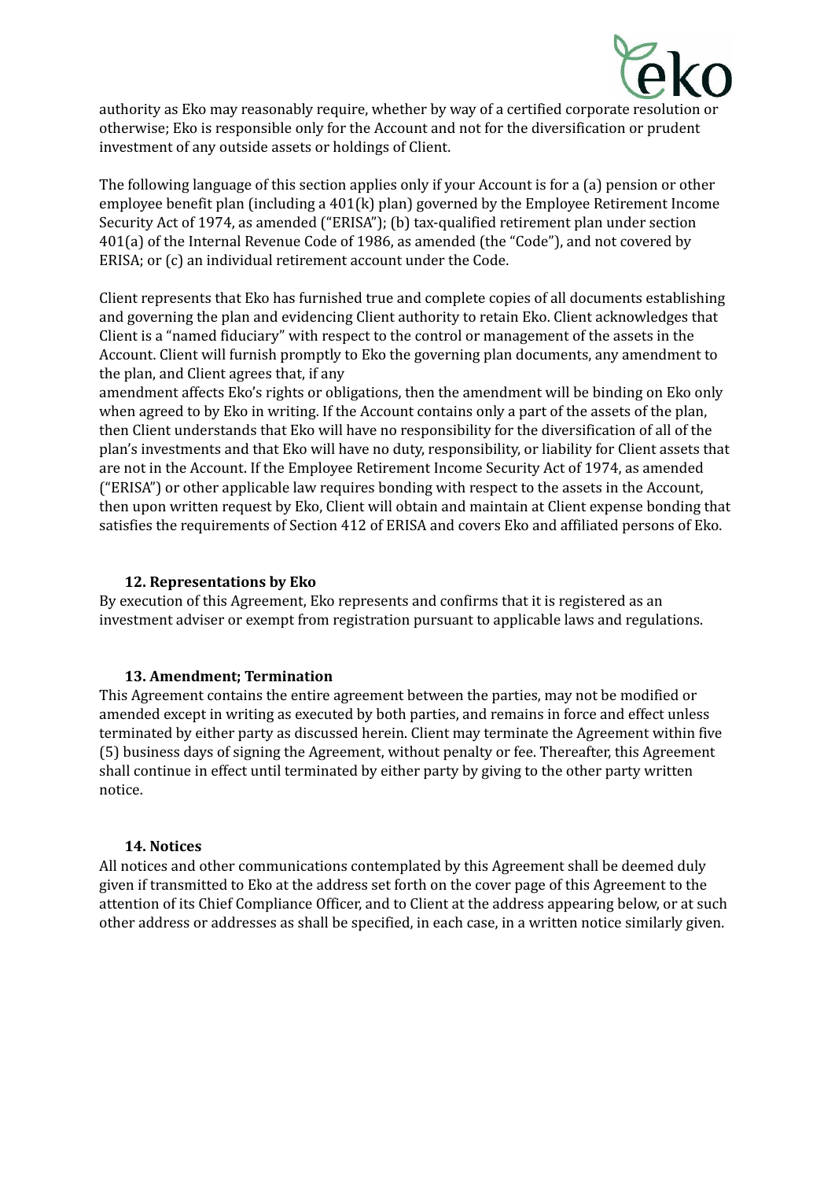authority as Eko may reasonably require, whether by way of a certified corporate resolution or otherwise; Eko is responsible only for the Account and not for the diversification or prudent investment of any outside assets or holdings of Client.

The following language of this section applies only if your Account is for a (a) pension or other employee benefit plan (including a 401(k) plan) governed by the Employee Retirement Income Security Act of 1974, as amended ("ERISA"); (b) tax-qualified retirement plan under section 401(a) of the Internal Revenue Code of 1986, as amended (the "Code"), and not covered by ERISA; or (c) an individual retirement account under the Code.

Client represents that Eko has furnished true and complete copies of all documents establishing and governing the plan and evidencing Client authority to retain Eko. Client acknowledges that Client is a "named fiduciary" with respect to the control or management of the assets in the Account. Client will furnish promptly to Eko the governing plan documents, any amendment to the plan, and Client agrees that, if any amendment affects Eko's rights or obligations, then the amendment will be binding on Eko only when agreed to by Eko in writing. If the Account contains only a part of the assets of the plan, then Client understands that Eko will have no responsibility for the diversification of all of the plan's investments and that Eko will have no duty, responsibility, or liability for Client assets that are not in the Account. If the Employee Retirement Income Security Act of 1974, as amended ("ERISA") or other applicable law requires bonding with respect to the assets in the Account, then upon written request by Eko, Client will obtain and maintain at Client expense bonding that satisfies the requirements of Section 412 of ERISA and covers Eko and affiliated persons of Eko.

### 12. Representations by Eko

By execution of this Agreement, Eko represents and confirms that it is registered as an investment adviser or exempt from registration pursuant to applicable laws and regulations.

### 13. Amendment; Termination

This Agreement contains the entire agreement between the parties, may not be modified or amended except in writing as executed by both parties, and remains in force and effect unless terminated by either party as discussed herein. Client may terminate the Agreement within five (5) business days of signing the Agreement, without penalty or fee. Thereafter, this Agreement shall continue in effect until terminated by either party by giving to the other party written notice.

### 14. Notices

All notices and other communications contemplated by this Agreement shall be deemed duly given if transmitted to Eko at the address set forth on the cover page of this Agreement to the attention of its Chief Compliance Officer, and to Client at the address appearing below, or at such other address or addresses as shall be specified, in each case, in a written notice similarly given.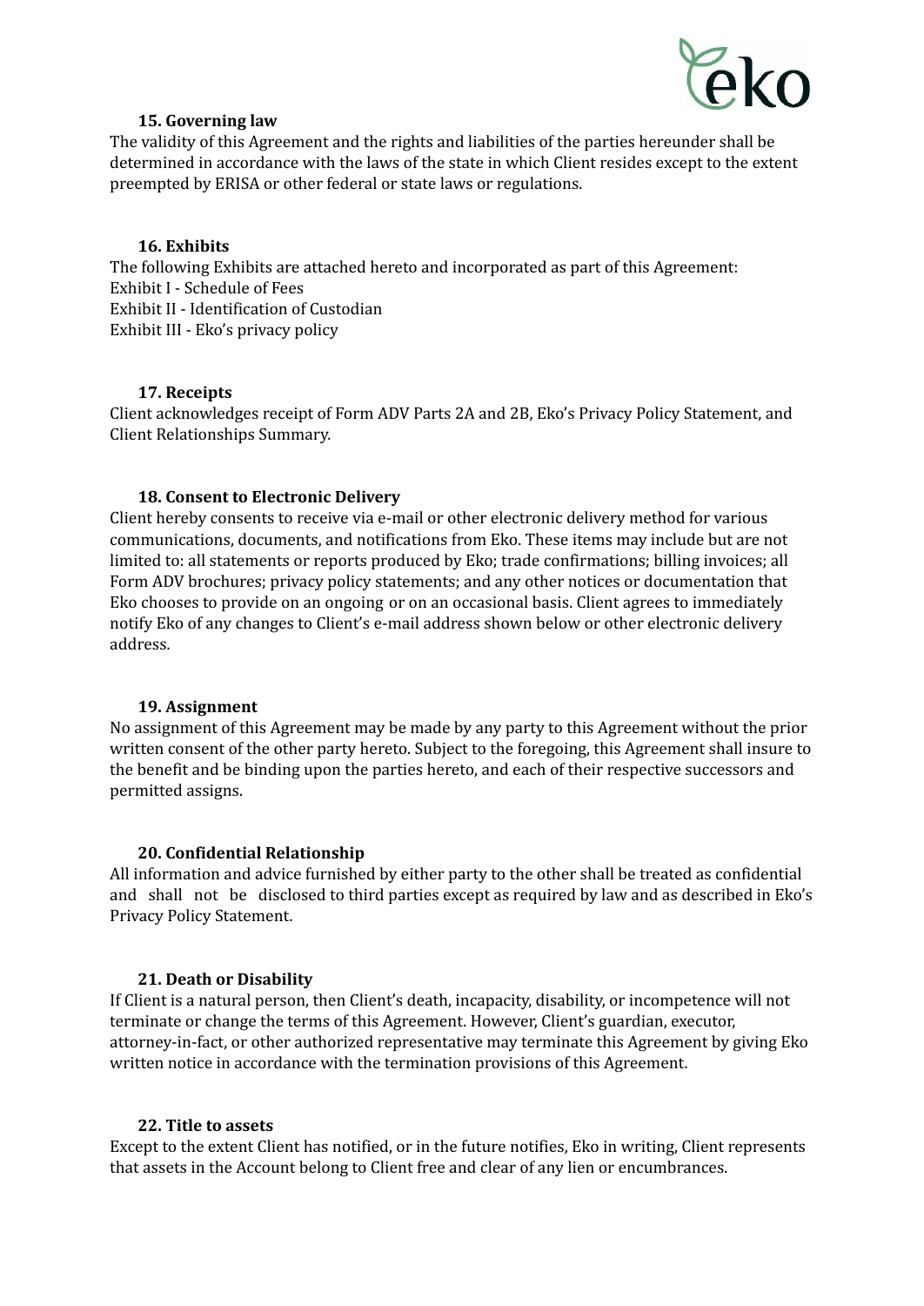### 15. Governing law

The validity of this Agreement and the rights and liabilities of the parties hereunder shall be determined in accordance with the laws of the state in which Client resides except to the extent preempted by ERISA or other federal or state laws or regulations.

### 16. Exhibits

The following Exhibits are attached hereto and incorporated as part of this Agreement:
Exhibit I - Schedule of Fees
Exhibit II - Identification of Custodian
Exhibit III - Eko's privacy policy

### 17. Receipts

Client acknowledges receipt of Form ADV Parts 2A and 2B, Eko's Privacy Policy Statement, and Client Relationships Summary.

### 18. Consent to Electronic Delivery

Client hereby consents to receive via e-mail or other electronic delivery method for various communications, documents, and notifications from Eko. These items may include but are not limited to: all statements or reports produced by Eko; trade confirmations; billing invoices; all Form ADV brochures; privacy policy statements; and any other notices or documentation that Eko chooses to provide on an ongoing or on an occasional basis. Client agrees to immediately notify Eko of any changes to Client's e-mail address shown below or other electronic delivery address.

### 19. Assignment

No assignment of this Agreement may be made by any party to this Agreement without the prior written consent of the other party hereto. Subject to the foregoing, this Agreement shall insure to the benefit and be binding upon the parties hereto, and each of their respective successors and permitted assigns.

### 20. Confidential Relationship

All information and advice furnished by either party to the other shall be treated as confidential and shall not be disclosed to third parties except as required by law and as described in Eko's Privacy Policy Statement.

### 21. Death or Disability

If Client is a natural person, then Client's death, incapacity, disability, or incompetence will not terminate or change the terms of this Agreement. However, Client's guardian, executor, attorney-in-fact, or other authorized representative may terminate this Agreement by giving Eko written notice in accordance with the termination provisions of this Agreement.

### 22. Title to assets

Except to the extent Client has notified, or in the future notifies, Eko in writing, Client represents that assets in the Account belong to Client free and clear of any lien or encumbrances.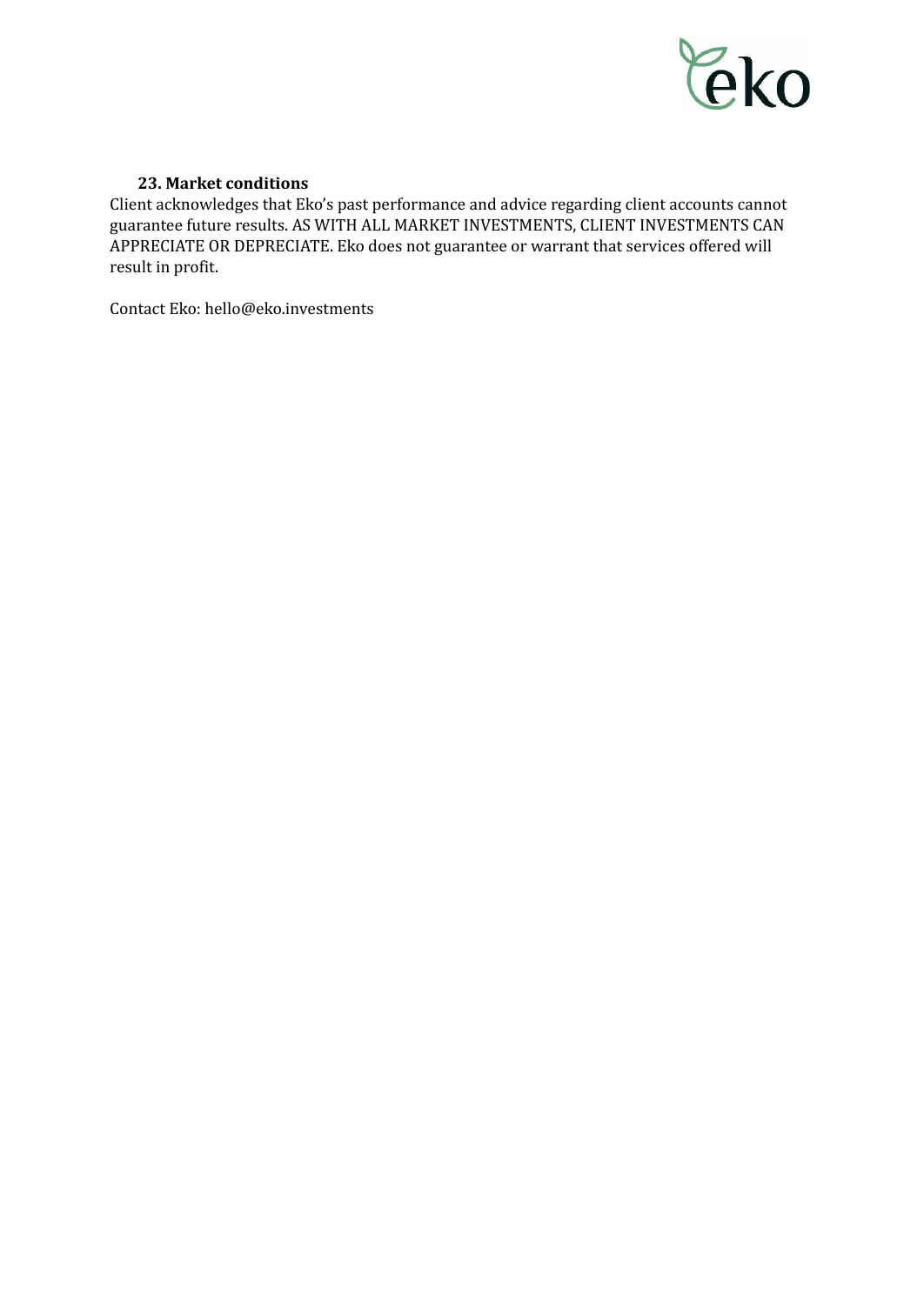### 23. Market conditions

Client acknowledges that Eko's past performance and advice regarding client accounts cannot guarantee future results. AS WITH ALL MARKET INVESTMENTS, CLIENT INVESTMENTS CAN APPRECIATE OR DEPRECIATE. Eko does not guarantee or warrant that services offered will result in profit.

Contact Eko: hello@eko.investments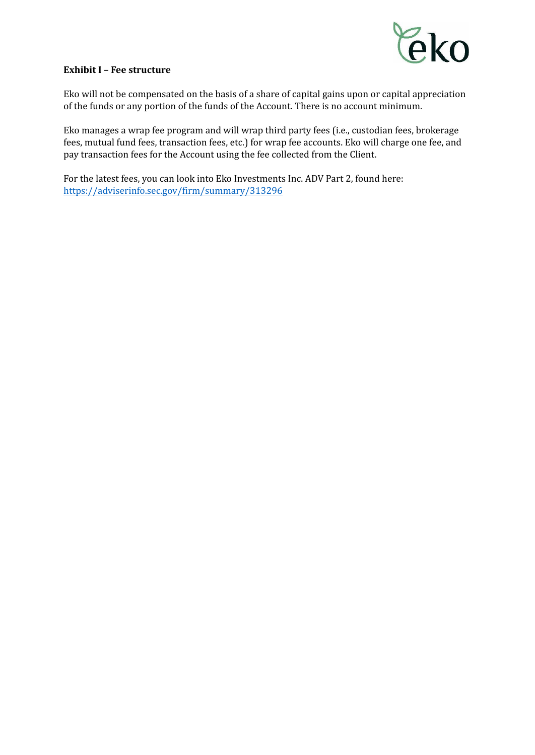**Exhibit I – Fee structure**

Eko will not be compensated on the basis of a share of capital gains upon or capital appreciation of the funds or any portion of the funds of the Account. There is no account minimum.

Eko manages a wrap fee program and will wrap third party fees (i.e., custodian fees, brokerage fees, mutual fund fees, transaction fees, etc.) for wrap fee accounts. Eko will charge one fee, and pay transaction fees for the Account using the fee collected from the Client.

For the latest fees, you can look into Eko Investments Inc. ADV Part 2, found here: [https://adviserinfo.sec.gov/firm/summary/313296](https://adviserinfo.sec.gov/firm/summary/313296)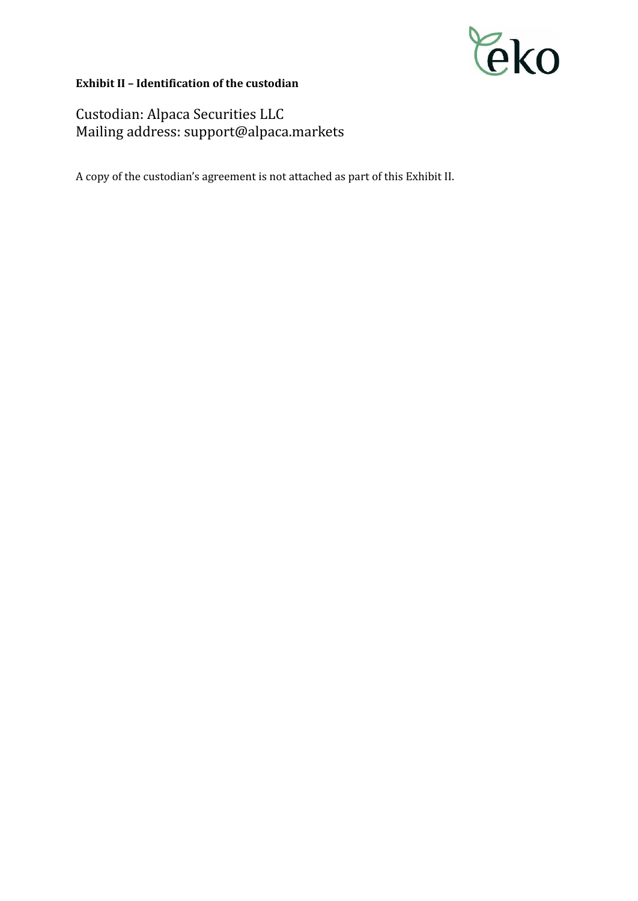**Exhibit II – Identification of the custodian**

Custodian: Alpaca Securities LLC
Mailing address: support@alpaca.markets

A copy of the custodian's agreement is not attached as part of this Exhibit II.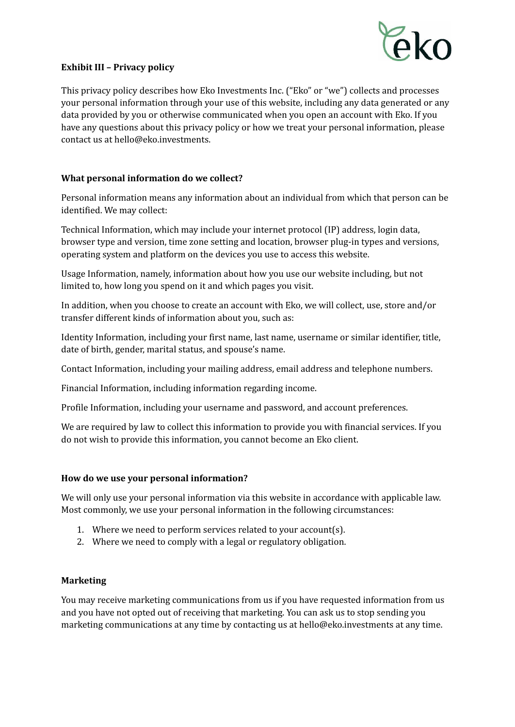**Exhibit III – Privacy policy**

This privacy policy describes how Eko Investments Inc. ("Eko" or "we") collects and processes your personal information through your use of this website, including any data generated or any data provided by you or otherwise communicated when you open an account with Eko. If you have any questions about this privacy policy or how we treat your personal information, please contact us at hello@eko.investments.

**What personal information do we collect?**

Personal information means any information about an individual from which that person can be identified. We may collect:

Technical Information, which may include your internet protocol (IP) address, login data, browser type and version, time zone setting and location, browser plug-in types and versions, operating system and platform on the devices you use to access this website.

Usage Information, namely, information about how you use our website including, but not limited to, how long you spend on it and which pages you visit.

In addition, when you choose to create an account with Eko, we will collect, use, store and/or transfer different kinds of information about you, such as:

Identity Information, including your first name, last name, username or similar identifier, title, date of birth, gender, marital status, and spouse's name.

Contact Information, including your mailing address, email address and telephone numbers.

Financial Information, including information regarding income.

Profile Information, including your username and password, and account preferences.

We are required by law to collect this information to provide you with financial services. If you do not wish to provide this information, you cannot become an Eko client.

**How do we use your personal information?**

We will only use your personal information via this website in accordance with applicable law. Most commonly, we use your personal information in the following circumstances:

1. Where we need to perform services related to your account(s).
2. Where we need to comply with a legal or regulatory obligation.

**Marketing**

You may receive marketing communications from us if you have requested information from us and you have not opted out of receiving that marketing. You can ask us to stop sending you marketing communications at any time by contacting us at hello@eko.investments at any time.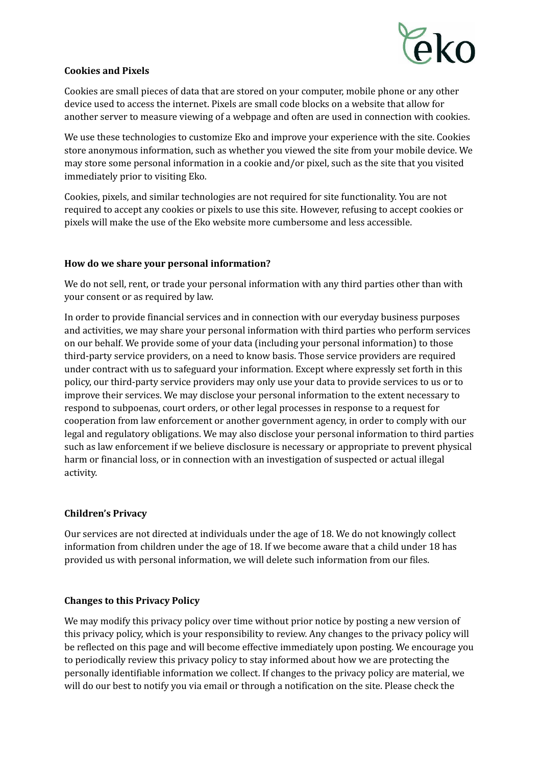**Cookies and Pixels**

Cookies are small pieces of data that are stored on your computer, mobile phone or any other device used to access the internet. Pixels are small code blocks on a website that allow for another server to measure viewing of a webpage and often are used in connection with cookies.

We use these technologies to customize Eko and improve your experience with the site. Cookies store anonymous information, such as whether you viewed the site from your mobile device. We may store some personal information in a cookie and/or pixel, such as the site that you visited immediately prior to visiting Eko.

Cookies, pixels, and similar technologies are not required for site functionality. You are not required to accept any cookies or pixels to use this site. However, refusing to accept cookies or pixels will make the use of the Eko website more cumbersome and less accessible.

**How do we share your personal information?**

We do not sell, rent, or trade your personal information with any third parties other than with your consent or as required by law.

In order to provide financial services and in connection with our everyday business purposes and activities, we may share your personal information with third parties who perform services on our behalf. We provide some of your data (including your personal information) to those third-party service providers, on a need to know basis. Those service providers are required under contract with us to safeguard your information. Except where expressly set forth in this policy, our third-party service providers may only use your data to provide services to us or to improve their services. We may disclose your personal information to the extent necessary to respond to subpoenas, court orders, or other legal processes in response to a request for cooperation from law enforcement or another government agency, in order to comply with our legal and regulatory obligations. We may also disclose your personal information to third parties such as law enforcement if we believe disclosure is necessary or appropriate to prevent physical harm or financial loss, or in connection with an investigation of suspected or actual illegal activity.

**Children's Privacy**

Our services are not directed at individuals under the age of 18. We do not knowingly collect information from children under the age of 18. If we become aware that a child under 18 has provided us with personal information, we will delete such information from our files.

**Changes to this Privacy Policy**

We may modify this privacy policy over time without prior notice by posting a new version of this privacy policy, which is your responsibility to review. Any changes to the privacy policy will be reflected on this page and will become effective immediately upon posting. We encourage you to periodically review this privacy policy to stay informed about how we are protecting the personally identifiable information we collect. If changes to the privacy policy are material, we will do our best to notify you via email or through a notification on the site. Please check the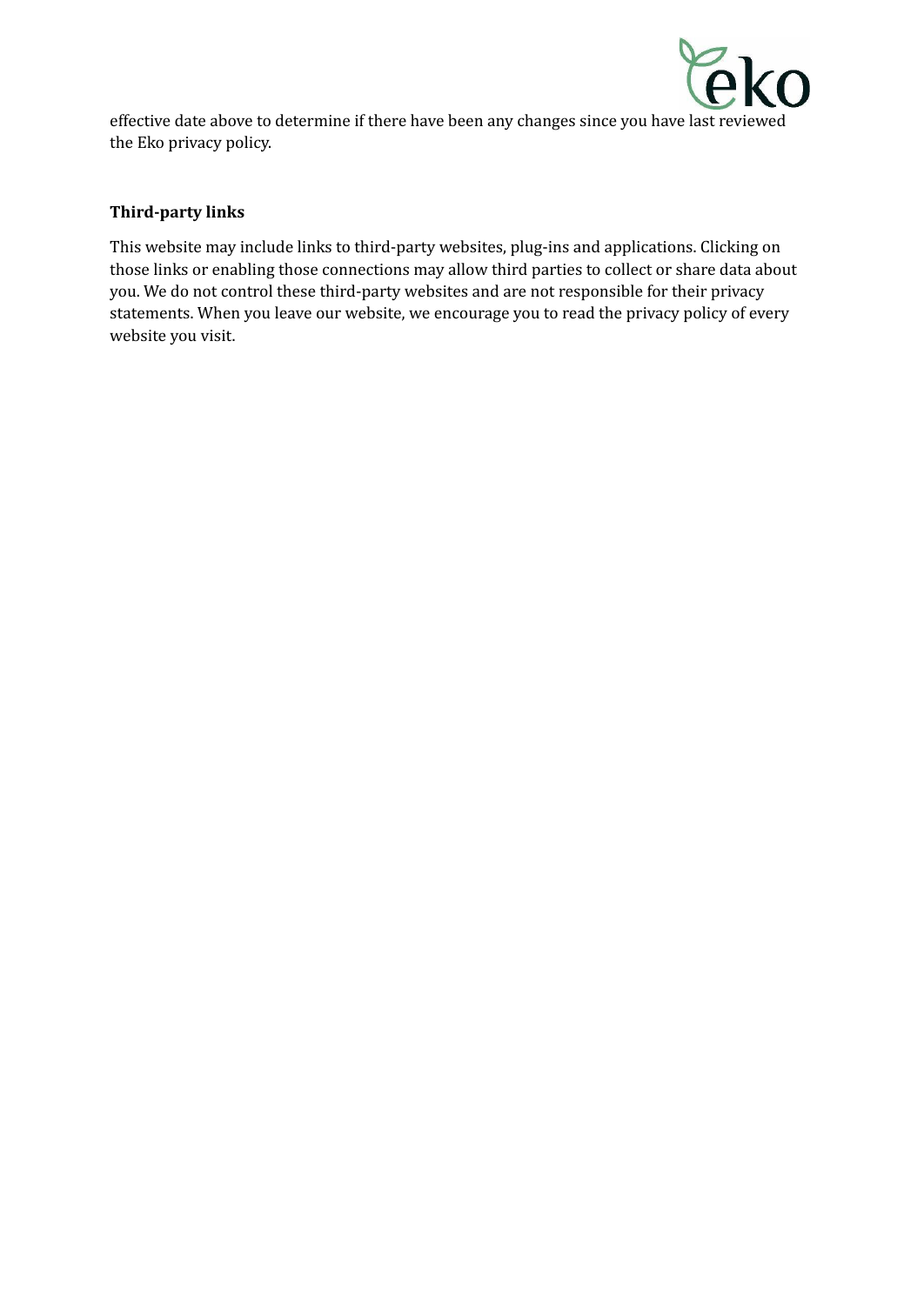effective date above to determine if there have been any changes since you have last reviewed the Eko privacy policy.

**Third-party links**

This website may include links to third-party websites, plug-ins and applications. Clicking on those links or enabling those connections may allow third parties to collect or share data about you. We do not control these third-party websites and are not responsible for their privacy statements. When you leave our website, we encourage you to read the privacy policy of every website you visit.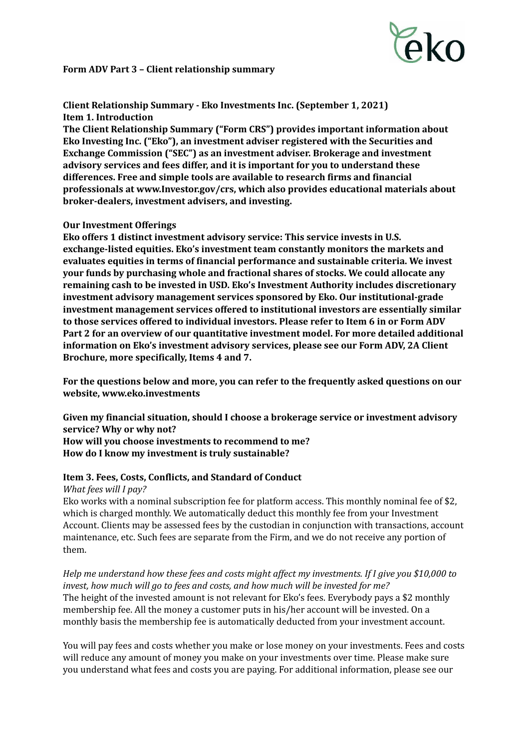**Form ADV Part 3 – Client relationship summary**

**Client Relationship Summary - Eko Investments Inc. (September 1, 2021)**
**Item 1. Introduction**
**The Client Relationship Summary ("Form CRS") provides important information about Eko Investing Inc. ("Eko"), an investment adviser registered with the Securities and Exchange Commission ("SEC") as an investment adviser. Brokerage and investment advisory services and fees differ, and it is important for you to understand these differences. Free and simple tools are available to research firms and financial professionals at www.Investor.gov/crs, which also provides educational materials about broker-dealers, investment advisers, and investing.**

**Our Investment Offerings**
**Eko offers 1 distinct investment advisory service: This service invests in U.S. exchange-listed equities. Eko's investment team constantly monitors the markets and evaluates equities in terms of financial performance and sustainable criteria. We invest your funds by purchasing whole and fractional shares of stocks. We could allocate any remaining cash to be invested in USD. Eko's Investment Authority includes discretionary investment advisory management services sponsored by Eko. Our institutional-grade investment management services offered to institutional investors are essentially similar to those services offered to individual investors. Please refer to Item 6 in or Form ADV Part 2 for an overview of our quantitative investment model. For more detailed additional information on Eko's investment advisory services, please see our Form ADV, 2A Client Brochure, more specifically, Items 4 and 7.**

**For the questions below and more, you can refer to the frequently asked questions on our website, www.eko.investments**

**Given my financial situation, should I choose a brokerage service or investment advisory service? Why or why not?**
**How will you choose investments to recommend to me?**
**How do I know my investment is truly sustainable?**

**Item 3. Fees, Costs, Conflicts, and Standard of Conduct**
*What fees will I pay?*
Eko works with a nominal subscription fee for platform access. This monthly nominal fee of $2, which is charged monthly. We automatically deduct this monthly fee from your Investment Account. Clients may be assessed fees by the custodian in conjunction with transactions, account maintenance, etc. Such fees are separate from the Firm, and we do not receive any portion of them.

*Help me understand how these fees and costs might affect my investments. If I give you $10,000 to invest, how much will go to fees and costs, and how much will be invested for me?*
The height of the invested amount is not relevant for Eko's fees. Everybody pays a $2 monthly membership fee. All the money a customer puts in his/her account will be invested. On a monthly basis the membership fee is automatically deducted from your investment account.

You will pay fees and costs whether you make or lose money on your investments. Fees and costs will reduce any amount of money you make on your investments over time. Please make sure you understand what fees and costs you are paying. For additional information, please see our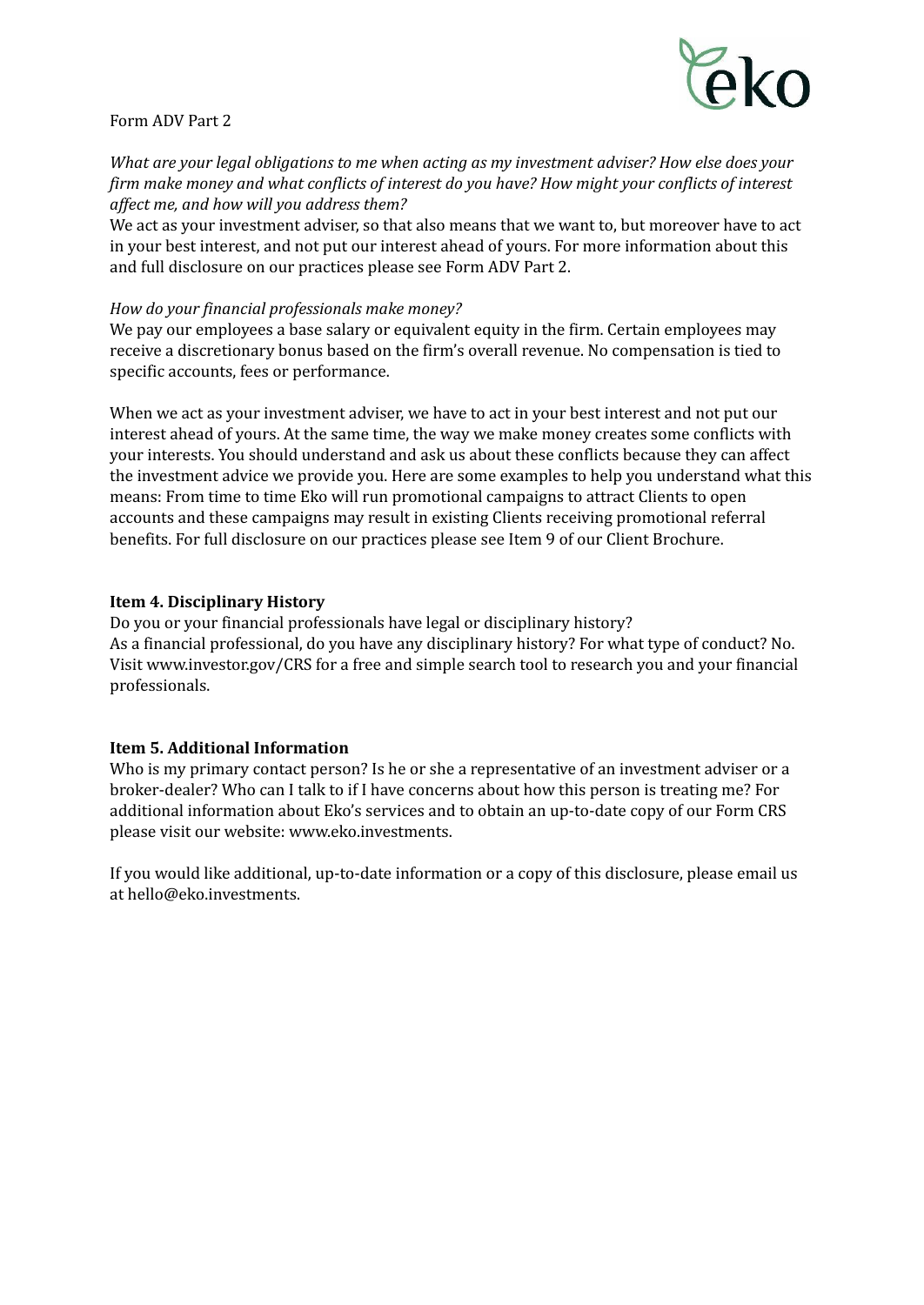Form ADV Part 2

*What are your legal obligations to me when acting as my investment adviser? How else does your firm make money and what conflicts of interest do you have? How might your conflicts of interest affect me, and how will you address them?*

We act as your investment adviser, so that also means that we want to, but moreover have to act in your best interest, and not put our interest ahead of yours. For more information about this and full disclosure on our practices please see Form ADV Part 2.

*How do your financial professionals make money?*

We pay our employees a base salary or equivalent equity in the firm. Certain employees may receive a discretionary bonus based on the firm's overall revenue. No compensation is tied to specific accounts, fees or performance.

When we act as your investment adviser, we have to act in your best interest and not put our interest ahead of yours. At the same time, the way we make money creates some conflicts with your interests. You should understand and ask us about these conflicts because they can affect the investment advice we provide you. Here are some examples to help you understand what this means: From time to time Eko will run promotional campaigns to attract Clients to open accounts and these campaigns may result in existing Clients receiving promotional referral benefits. For full disclosure on our practices please see Item 9 of our Client Brochure.

**Item 4. Disciplinary History**

Do you or your financial professionals have legal or disciplinary history?
As a financial professional, do you have any disciplinary history? For what type of conduct? No. Visit www.investor.gov/CRS for a free and simple search tool to research you and your financial professionals.

**Item 5. Additional Information**

Who is my primary contact person? Is he or she a representative of an investment adviser or a broker-dealer? Who can I talk to if I have concerns about how this person is treating me? For additional information about Eko's services and to obtain an up-to-date copy of our Form CRS please visit our website: www.eko.investments.

If you would like additional, up-to-date information or a copy of this disclosure, please email us at hello@eko.investments.